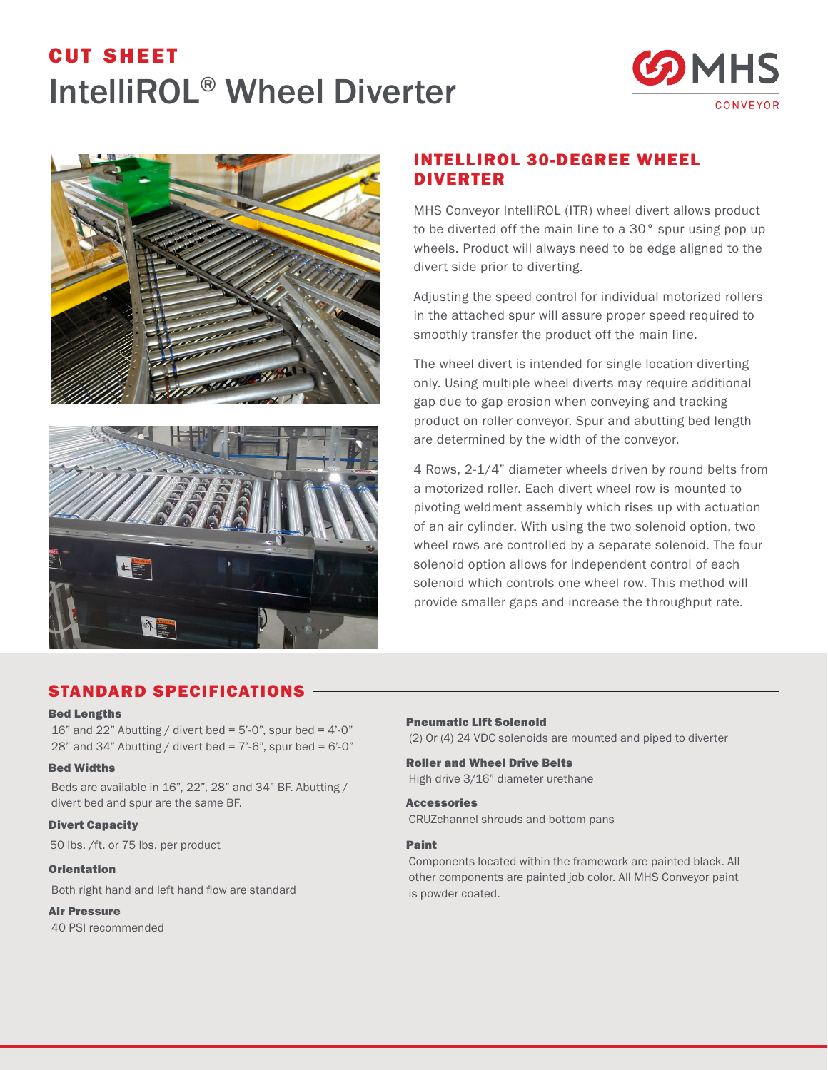# CUT SHEET
# IntelliROL® Wheel Diverter

MHS CONVEYOR

## INTELLIROL 30-DEGREE WHEEL DIVERTER

MHS Conveyor IntelliROL (ITR) wheel divert allows product to be diverted off the main line to a 30° spur using pop up wheels. Product will always need to be edge aligned to the divert side prior to diverting.

Adjusting the speed control for individual motorized rollers in the attached spur will assure proper speed required to smoothly transfer the product off the main line.

The wheel divert is intended for single location diverting only. Using multiple wheel diverts may require additional gap due to gap erosion when conveying and tracking product on roller conveyor. Spur and abutting bed length are determined by the width of the conveyor.

4 Rows, 2-1/4" diameter wheels driven by round belts from a motorized roller. Each divert wheel row is mounted to pivoting weldment assembly which rises up with actuation of an air cylinder. With using the two solenoid option, two wheel rows are controlled by a separate solenoid. The four solenoid option allows for independent control of each solenoid which controls one wheel row. This method will provide smaller gaps and increase the throughput rate.

## STANDARD SPECIFICATIONS

**Bed Lengths**

16" and 22" Abutting / divert bed = 5'-0", spur bed = 4'-0"
28" and 34" Abutting / divert bed = 7'-6", spur bed = 6'-0"

**Bed Widths**

Beds are available in 16", 22", 28" and 34" BF. Abutting / divert bed and spur are the same BF.

**Divert Capacity**

50 lbs. /ft. or 75 lbs. per product

**Orientation**

Both right hand and left hand flow are standard

**Air Pressure**

40 PSI recommended

**Pneumatic Lift Solenoid**

(2) Or (4) 24 VDC solenoids are mounted and piped to diverter

**Roller and Wheel Drive Belts**

High drive 3/16" diameter urethane

**Accessories**

CRUZchannel shrouds and bottom pans

**Paint**

Components located within the framework are painted black. All other components are painted job color. All MHS Conveyor paint is powder coated.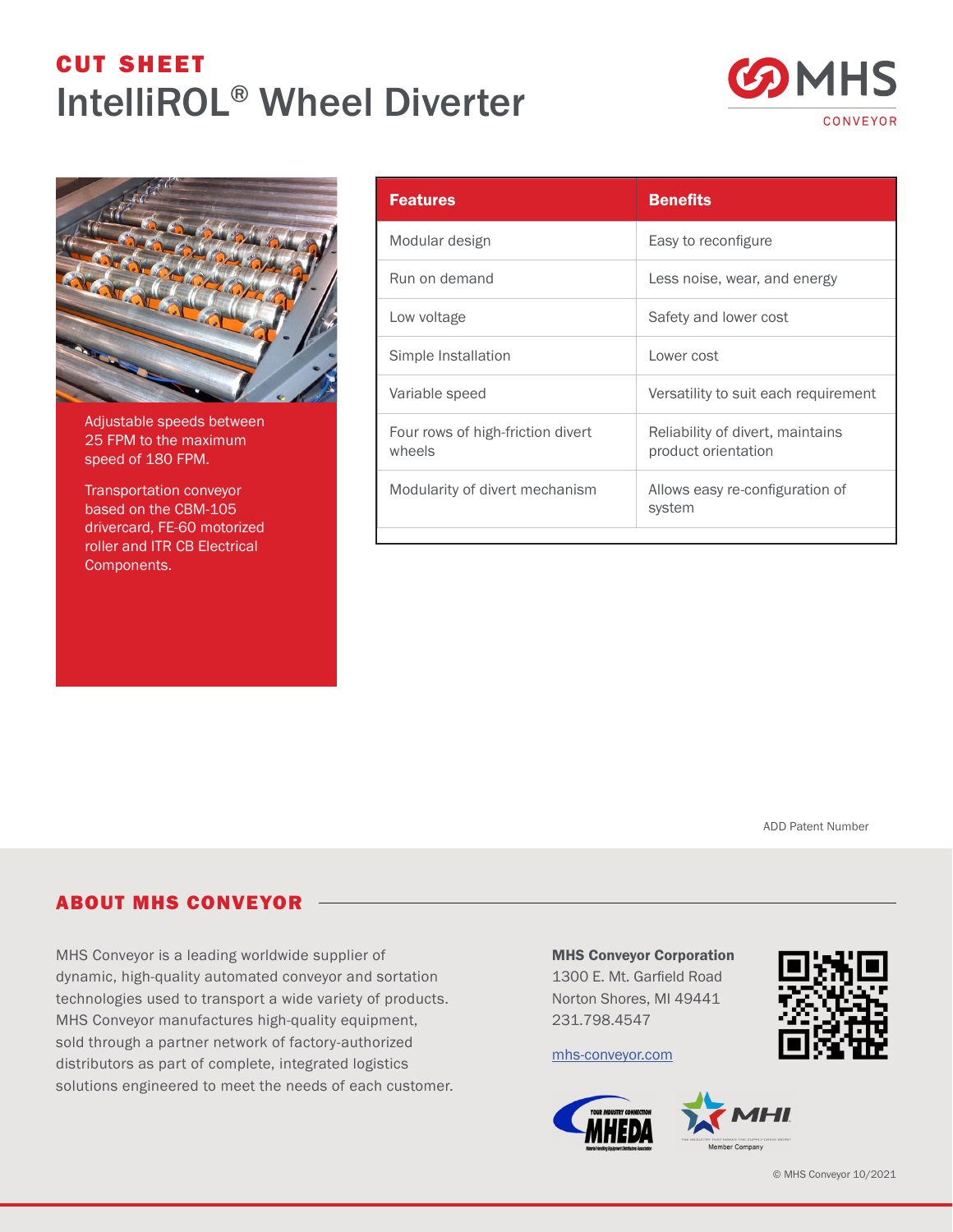# CUT SHEET
# IntelliROL® Wheel Diverter

Adjustable speeds between 25 FPM to the maximum speed of 180 FPM.

Transportation conveyor based on the CBM-105 drivercard, FE-60 motorized roller and ITR CB Electrical Components.

| Features | Benefits |
| --- | --- |
| Modular design | Easy to reconfigure |
| Run on demand | Less noise, wear, and energy |
| Low voltage | Safety and lower cost |
| Simple Installation | Lower cost |
| Variable speed | Versatility to suit each requirement |
| Four rows of high-friction divert wheels | Reliability of divert, maintains product orientation |
| Modularity of divert mechanism | Allows easy re-configuration of system |

ADD Patent Number

## ABOUT MHS CONVEYOR

MHS Conveyor is a leading worldwide supplier of dynamic, high-quality automated conveyor and sortation technologies used to transport a wide variety of products. MHS Conveyor manufactures high-quality equipment, sold through a partner network of factory-authorized distributors as part of complete, integrated logistics solutions engineered to meet the needs of each customer.

**MHS Conveyor Corporation**
1300 E. Mt. Garfield Road
Norton Shores, MI 49441
231.798.4547

mhs-conveyor.com

© MHS Conveyor 10/2021